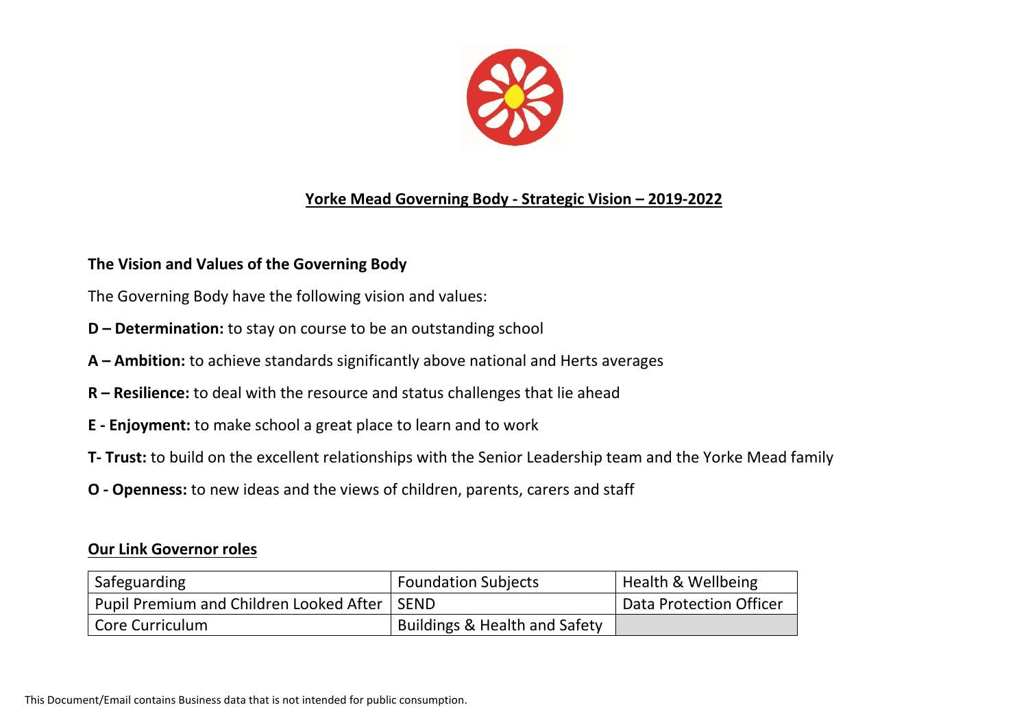# Yorke Mead Governing Body - Strategic Vision – 2019-2022

## The Vision and Values of the Governing Body

The Governing Body have the following vision and values:

**D – Determination:** to stay on course to be an outstanding school

**A – Ambition:** to achieve standards significantly above national and Herts averages

**R – Resilience:** to deal with the resource and status challenges that lie ahead

**E - Enjoyment:** to make school a great place to learn and to work

**T- Trust:** to build on the excellent relationships with the Senior Leadership team and the Yorke Mead family

**O - Openness:** to new ideas and the views of children, parents, carers and staff

## Our Link Governor roles

| | | |
|---|---|---|
| Safeguarding | Foundation Subjects | Health & Wellbeing |
| Pupil Premium and Children Looked After | SEND | Data Protection Officer |
| Core Curriculum | Buildings & Health and Safety | |

This Document/Email contains Business data that is not intended for public consumption.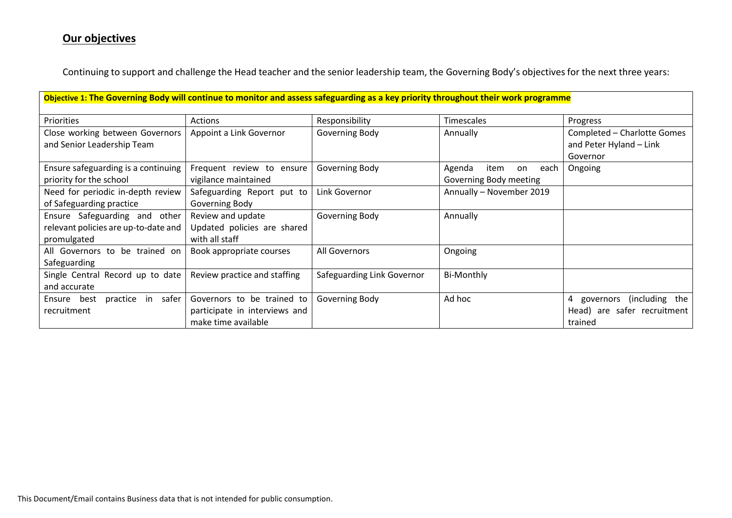## Our objectives

Continuing to support and challenge the Head teacher and the senior leadership team, the Governing Body's objectives for the next three years:

**Objective 1: The Governing Body will continue to monitor and assess safeguarding as a key priority throughout their work programme**

| Priorities | Actions | Responsibility | Timescales | Progress |
|---|---|---|---|---|
| Close working between Governors and Senior Leadership Team | Appoint a Link Governor | Governing Body | Annually | Completed – Charlotte Gomes and Peter Hyland – Link Governor |
| Ensure safeguarding is a continuing priority for the school | Frequent review to ensure vigilance maintained | Governing Body | Agenda item on each Governing Body meeting | Ongoing |
| Need for periodic in-depth review of Safeguarding practice | Safeguarding Report put to Governing Body | Link Governor | Annually – November 2019 | |
| Ensure Safeguarding and other relevant policies are up-to-date and promulgated | Review and update<br>Updated policies are shared with all staff | Governing Body | Annually | |
| All Governors to be trained on Safeguarding | Book appropriate courses | All Governors | Ongoing | |
| Single Central Record up to date and accurate | Review practice and staffing | Safeguarding Link Governor | Bi-Monthly | |
| Ensure best practice in safer recruitment | Governors to be trained to participate in interviews and make time available | Governing Body | Ad hoc | 4 governors (including the Head) are safer recruitment trained |

This Document/Email contains Business data that is not intended for public consumption.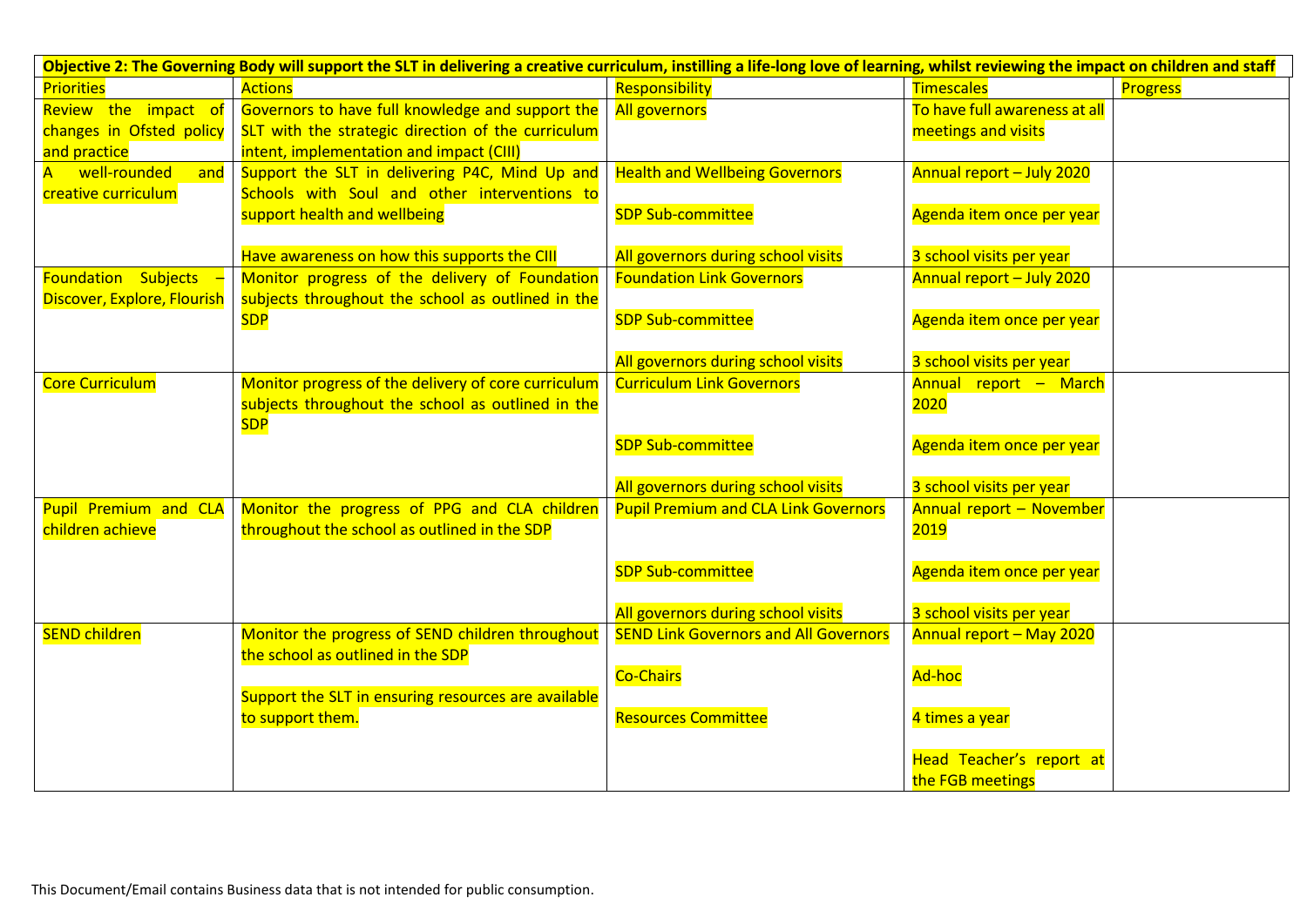| **Objective 2: The Governing Body will support the SLT in delivering a creative curriculum, instilling a life-long love of learning, whilst reviewing the impact on children and staff** | | | | |
|---|---|---|---|---|
| Priorities | Actions | Responsibility | Timescales | Progress |
| Review the impact of changes in Ofsted policy and practice | Governors to have full knowledge and support the SLT with the strategic direction of the curriculum intent, implementation and impact (CIII) | All governors | To have full awareness at all meetings and visits | |
| A well-rounded and creative curriculum | Support the SLT in delivering P4C, Mind Up and Schools with Soul and other interventions to support health and wellbeing<br><br>Have awareness on how this supports the CIII | Health and Wellbeing Governors<br><br>SDP Sub-committee<br><br>All governors during school visits | Annual report – July 2020<br><br>Agenda item once per year<br><br>3 school visits per year | |
| Foundation Subjects – Discover, Explore, Flourish | Monitor progress of the delivery of Foundation subjects throughout the school as outlined in the SDP | Foundation Link Governors<br><br>SDP Sub-committee<br><br>All governors during school visits | Annual report – July 2020<br><br>Agenda item once per year<br><br>3 school visits per year | |
| Core Curriculum | Monitor progress of the delivery of core curriculum subjects throughout the school as outlined in the SDP | Curriculum Link Governors<br><br>SDP Sub-committee<br><br>All governors during school visits | Annual report – March 2020<br><br>Agenda item once per year<br><br>3 school visits per year | |
| Pupil Premium and CLA children achieve | Monitor the progress of PPG and CLA children throughout the school as outlined in the SDP | Pupil Premium and CLA Link Governors<br><br>SDP Sub-committee<br><br>All governors during school visits | Annual report – November 2019<br><br>Agenda item once per year<br><br>3 school visits per year | |
| SEND children | Monitor the progress of SEND children throughout the school as outlined in the SDP<br><br>Support the SLT in ensuring resources are available to support them. | SEND Link Governors and All Governors<br><br>Co-Chairs<br><br>Resources Committee | Annual report – May 2020<br><br>Ad-hoc<br><br>4 times a year<br><br>Head Teacher's report at the FGB meetings | |

This Document/Email contains Business data that is not intended for public consumption.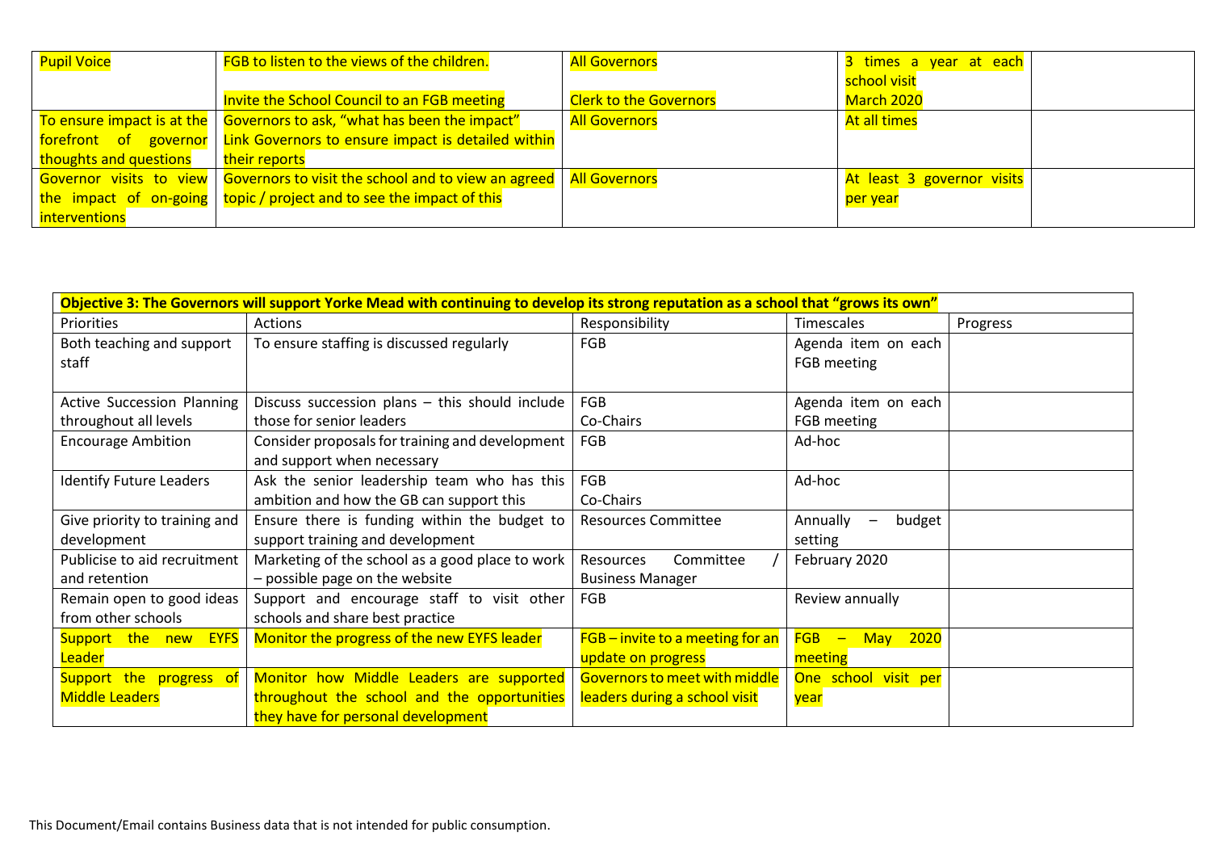| | | | | |
|---|---|---|---|---|
| Pupil Voice | FGB to listen to the views of the children.<br><br>Invite the School Council to an FGB meeting | All Governors<br><br>Clerk to the Governors | 3 times a year at each school visit<br>March 2020 | |
| To ensure impact is at the forefront of governor thoughts and questions | Governors to ask, "what has been the impact"<br>Link Governors to ensure impact is detailed within their reports | All Governors | At all times | |
| Governor visits to view the impact of on-going interventions | Governors to visit the school and to view an agreed topic / project and to see the impact of this | All Governors | At least 3 governor visits per year | |

| **Objective 3: The Governors will support Yorke Mead with continuing to develop its strong reputation as a school that "grows its own"** | | | | |
|---|---|---|---|---|
| Priorities | Actions | Responsibility | Timescales | Progress |
| Both teaching and support staff | To ensure staffing is discussed regularly | FGB | Agenda item on each FGB meeting | |
| Active Succession Planning throughout all levels | Discuss succession plans – this should include those for senior leaders | FGB<br>Co-Chairs | Agenda item on each FGB meeting | |
| Encourage Ambition | Consider proposals for training and development and support when necessary | FGB | Ad-hoc | |
| Identify Future Leaders | Ask the senior leadership team who has this ambition and how the GB can support this | FGB<br>Co-Chairs | Ad-hoc | |
| Give priority to training and development | Ensure there is funding within the budget to support training and development | Resources Committee | Annually – budget setting | |
| Publicise to aid recruitment and retention | Marketing of the school as a good place to work – possible page on the website | Resources Committee / Business Manager | February 2020 | |
| Remain open to good ideas from other schools | Support and encourage staff to visit other schools and share best practice | FGB | Review annually | |
| Support the new EYFS Leader | Monitor the progress of the new EYFS leader | FGB – invite to a meeting for an update on progress | FGB – May 2020 meeting | |
| Support the progress of Middle Leaders | Monitor how Middle Leaders are supported throughout the school and the opportunities they have for personal development | Governors to meet with middle leaders during a school visit | One school visit per year | |

This Document/Email contains Business data that is not intended for public consumption.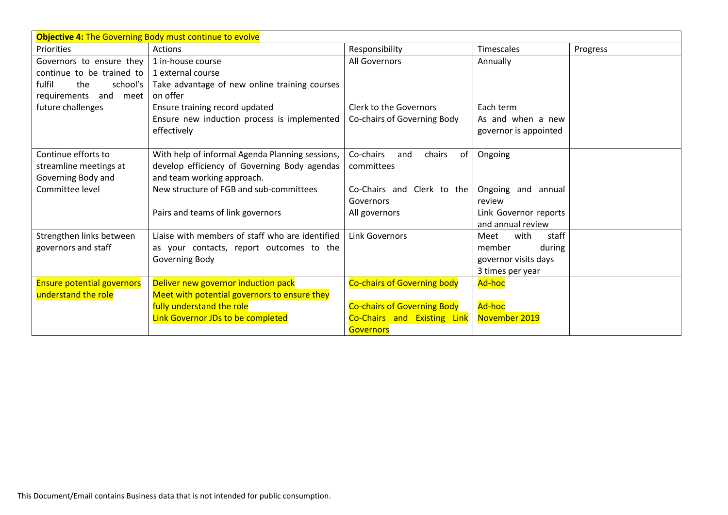| **Objective 4:** The Governing Body must continue to evolve | | | | |
|---|---|---|---|---|
| Priorities | Actions | Responsibility | Timescales | Progress |
| Governors to ensure they continue to be trained to fulfil the school's requirements and meet future challenges | 1 in-house course<br>1 external course<br>Take advantage of new online training courses on offer<br>Ensure training record updated<br>Ensure new induction process is implemented effectively | All Governors<br><br><br>Clerk to the Governors<br>Co-chairs of Governing Body | Annually<br><br><br>Each term<br>As and when a new governor is appointed | |
| Continue efforts to streamline meetings at Governing Body and Committee level | With help of informal Agenda Planning sessions, develop efficiency of Governing Body agendas and team working approach.<br>New structure of FGB and sub-committees<br><br>Pairs and teams of link governors | Co-chairs and chairs of committees<br><br>Co-Chairs and Clerk to the Governors<br>All governors | Ongoing<br><br><br>Ongoing and annual review<br>Link Governor reports and annual review | |
| Strengthen links between governors and staff | Liaise with members of staff who are identified as your contacts, report outcomes to the Governing Body | Link Governors | Meet with staff member during governor visits days 3 times per year | |
| Ensure potential governors understand the role | Deliver new governor induction pack<br>Meet with potential governors to ensure they fully understand the role<br>Link Governor JDs to be completed | Co-chairs of Governing body<br><br>Co-chairs of Governing Body<br>Co-Chairs and Existing Link Governors | Ad-hoc<br><br>Ad-hoc<br>November 2019 | |

This Document/Email contains Business data that is not intended for public consumption.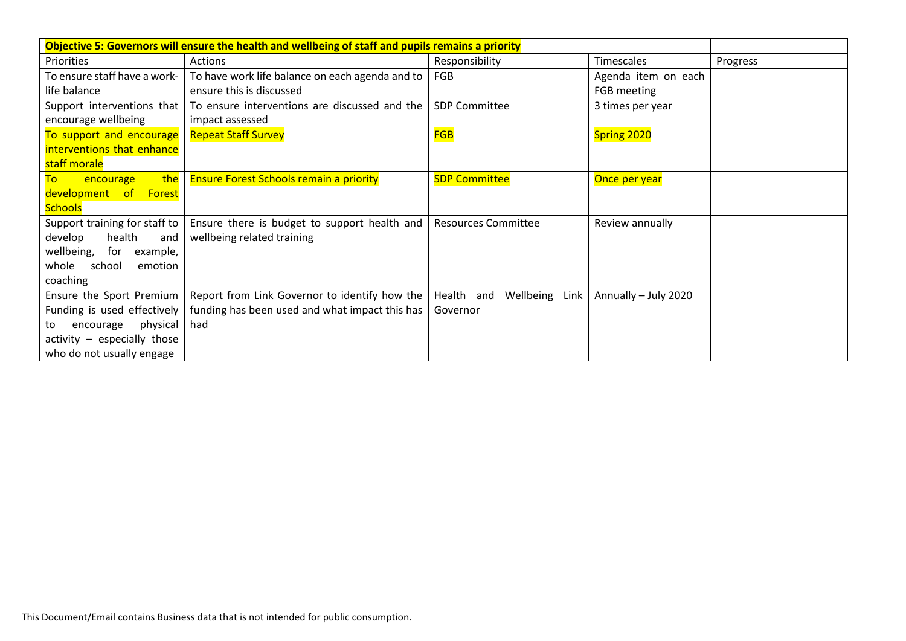| **Objective 5: Governors will ensure the health and wellbeing of staff and pupils remains a priority** | | | | |
|---|---|---|---|---|
| Priorities | Actions | Responsibility | Timescales | Progress |
| To ensure staff have a work-life balance | To have work life balance on each agenda and to ensure this is discussed | FGB | Agenda item on each FGB meeting | |
| Support interventions that encourage wellbeing | To ensure interventions are discussed and the impact assessed | SDP Committee | 3 times per year | |
| To support and encourage interventions that enhance staff morale | Repeat Staff Survey | FGB | Spring 2020 | |
| To encourage the development of Forest Schools | Ensure Forest Schools remain a priority | SDP Committee | Once per year | |
| Support training for staff to develop health and wellbeing, for example, whole school emotion coaching | Ensure there is budget to support health and wellbeing related training | Resources Committee | Review annually | |
| Ensure the Sport Premium Funding is used effectively to encourage physical activity – especially those who do not usually engage | Report from Link Governor to identify how the funding has been used and what impact this has had | Health and Wellbeing Link Governor | Annually – July 2020 | |

This Document/Email contains Business data that is not intended for public consumption.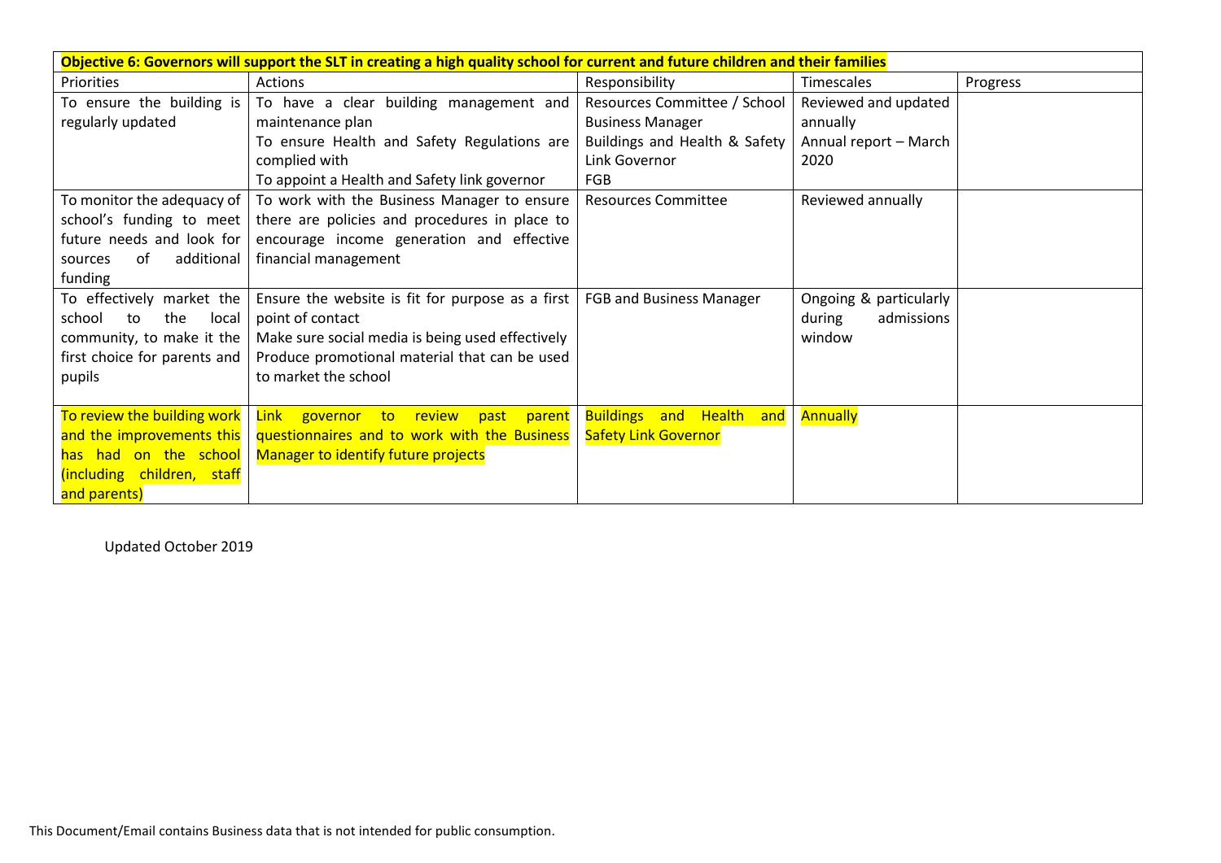| **Objective 6: Governors will support the SLT in creating a high quality school for current and future children and their families** | | | | |
|---|---|---|---|---|
| Priorities | Actions | Responsibility | Timescales | Progress |
| To ensure the building is regularly updated | To have a clear building management and maintenance plan<br>To ensure Health and Safety Regulations are complied with<br>To appoint a Health and Safety link governor | Resources Committee / School Business Manager<br>Buildings and Health & Safety Link Governor<br>FGB | Reviewed and updated annually<br>Annual report – March 2020 | |
| To monitor the adequacy of school's funding to meet future needs and look for sources of additional funding | To work with the Business Manager to ensure there are policies and procedures in place to encourage income generation and effective financial management | Resources Committee | Reviewed annually | |
| To effectively market the school to the local community, to make it the first choice for parents and pupils | Ensure the website is fit for purpose as a first point of contact<br>Make sure social media is being used effectively<br>Produce promotional material that can be used to market the school | FGB and Business Manager | Ongoing & particularly during admissions window | |
| To review the building work and the improvements this has had on the school (including children, staff and parents) | Link governor to review past parent questionnaires and to work with the Business Manager to identify future projects | Buildings and Health and Safety Link Governor | Annually | |

Updated October 2019

This Document/Email contains Business data that is not intended for public consumption.